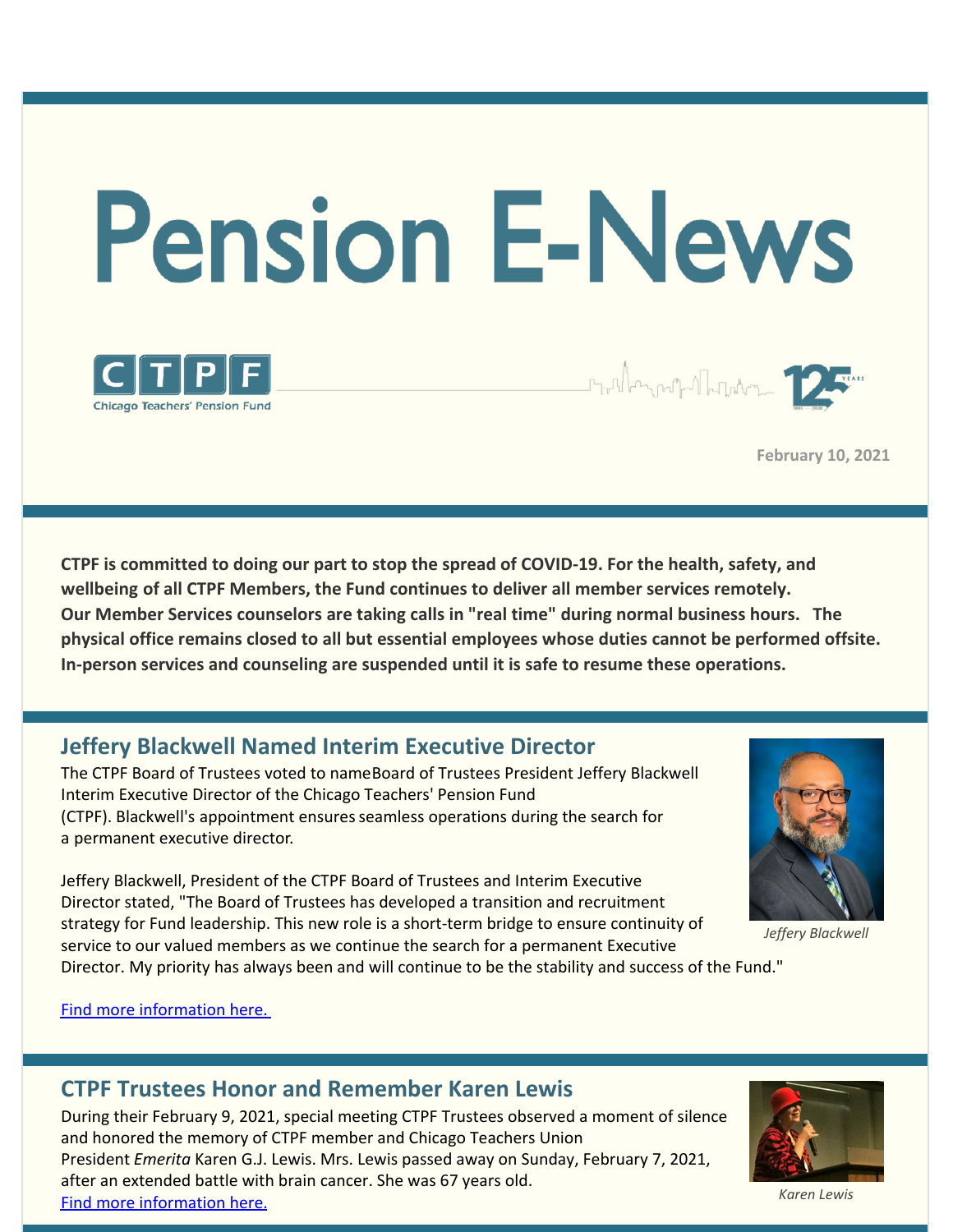# Pension E-News

Chicago Teachers' Pension Fund

February 10, 2021

**CTPF is committed to doing our part to stop the spread of COVID-19. For the health, safety, and wellbeing of all CTPF Members, the Fund continues to deliver all member services remotely. Our Member Services counselors are taking calls in "real time" during normal business hours. The physical office remains closed to all but essential employees whose duties cannot be performed offsite. In-person services and counseling are suspended until it is safe to resume these operations.**

## Jeffery Blackwell Named Interim Executive Director

The CTPF Board of Trustees voted to nameBoard of Trustees President Jeffery Blackwell Interim Executive Director of the Chicago Teachers' Pension Fund (CTPF). Blackwell's appointment ensures seamless operations during the search for a permanent executive director.

Jeffery Blackwell, President of the CTPF Board of Trustees and Interim Executive Director stated, "The Board of Trustees has developed a transition and recruitment strategy for Fund leadership. This new role is a short-term bridge to ensure continuity of service to our valued members as we continue the search for a permanent Executive Director. My priority has always been and will continue to be the stability and success of the Fund."

*Jeffery Blackwell*

Find more information here.

## CTPF Trustees Honor and Remember Karen Lewis

During their February 9, 2021, special meeting CTPF Trustees observed a moment of silence and honored the memory of CTPF member and Chicago Teachers Union President *Emerita* Karen G.J. Lewis. Mrs. Lewis passed away on Sunday, February 7, 2021, after an extended battle with brain cancer. She was 67 years old.

Find more information here.

*Karen Lewis*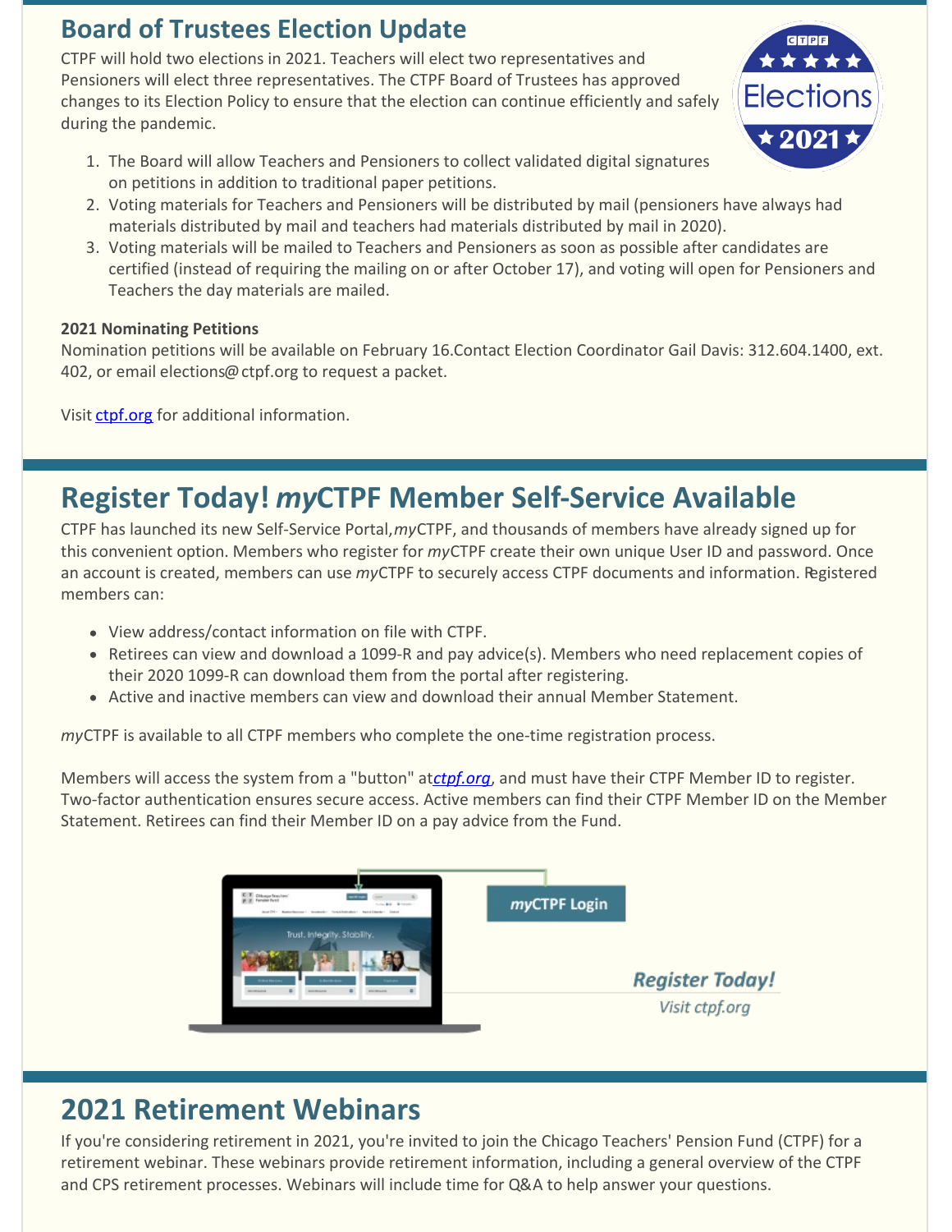## Board of Trustees Election Update

CTPF will hold two elections in 2021. Teachers will elect two representatives and Pensioners will elect three representatives. The CTPF Board of Trustees has approved changes to its Election Policy to ensure that the election can continue efficiently and safely during the pandemic.

1. The Board will allow Teachers and Pensioners to collect validated digital signatures on petitions in addition to traditional paper petitions.
2. Voting materials for Teachers and Pensioners will be distributed by mail (pensioners have always had materials distributed by mail and teachers had materials distributed by mail in 2020).
3. Voting materials will be mailed to Teachers and Pensioners as soon as possible after candidates are certified (instead of requiring the mailing on or after October 17), and voting will open for Pensioners and Teachers the day materials are mailed.

**2021 Nominating Petitions**

Nomination petitions will be available on February 16.Contact Election Coordinator Gail Davis: 312.604.1400, ext. 402, or email elections@ctpf.org to request a packet.

Visit ctpf.org for additional information.

## Register Today! *my*CTPF Member Self-Service Available

CTPF has launched its new Self-Service Portal,*my*CTPF, and thousands of members have already signed up for this convenient option. Members who register for *my*CTPF create their own unique User ID and password. Once an account is created, members can use *my*CTPF to securely access CTPF documents and information. Registered members can:

- View address/contact information on file with CTPF.
- Retirees can view and download a 1099-R and pay advice(s). Members who need replacement copies of their 2020 1099-R can download them from the portal after registering.
- Active and inactive members can view and download their annual Member Statement.

*my*CTPF is available to all CTPF members who complete the one-time registration process.

Members will access the system from a "button" at*ctpf.org*, and must have their CTPF Member ID to register. Two-factor authentication ensures secure access. Active members can find their CTPF Member ID on the Member Statement. Retirees can find their Member ID on a pay advice from the Fund.

*my*CTPF Login

***Register Today!***

*Visit ctpf.org*

## 2021 Retirement Webinars

If you're considering retirement in 2021, you're invited to join the Chicago Teachers' Pension Fund (CTPF) for a retirement webinar. These webinars provide retirement information, including a general overview of the CTPF and CPS retirement processes. Webinars will include time for Q&A to help answer your questions.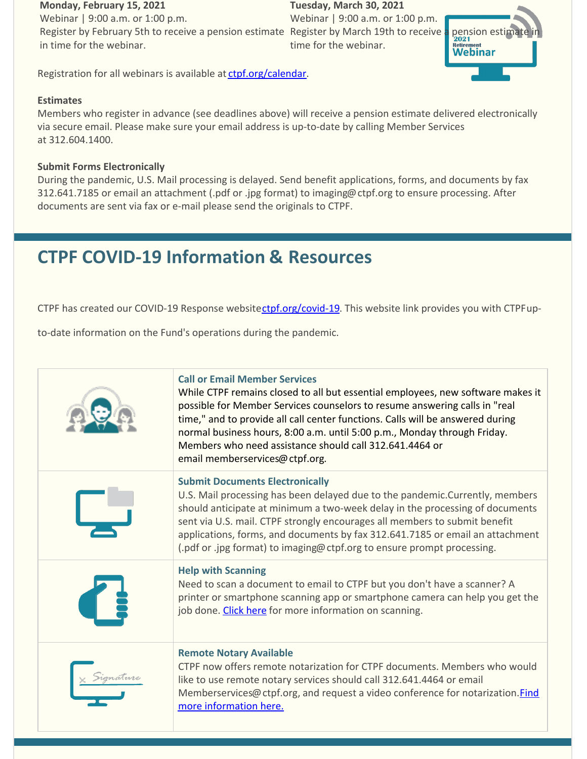**Monday, February 15, 2021**
Webinar | 9:00 a.m. or 1:00 p.m.
Register by February 5th to receive a pension estimate in time for the webinar.

**Tuesday, March 30, 2021**
Webinar | 9:00 a.m. or 1:00 p.m.
Register by March 19th to receive a pension estimate in time for the webinar.

Registration for all webinars is available at ctpf.org/calendar.

**Estimates**
Members who register in advance (see deadlines above) will receive a pension estimate delivered electronically via secure email. Please make sure your email address is up-to-date by calling Member Services at 312.604.1400.

**Submit Forms Electronically**
During the pandemic, U.S. Mail processing is delayed. Send benefit applications, forms, and documents by fax 312.641.7185 or email an attachment (.pdf or .jpg format) to imaging@ctpf.org to ensure processing. After documents are sent via fax or e-mail please send the originals to CTPF.

## CTPF COVID-19 Information & Resources

CTPF has created our COVID-19 Response website ctpf.org/covid-19. This website link provides you with CTPF up-to-date information on the Fund's operations during the pandemic.

**Call or Email Member Services**
While CTPF remains closed to all but essential employees, new software makes it possible for Member Services counselors to resume answering calls in "real time," and to provide all call center functions. Calls will be answered during normal business hours, 8:00 a.m. until 5:00 p.m., Monday through Friday. Members who need assistance should call 312.641.4464 or email memberservices@ctpf.org.

**Submit Documents Electronically**
U.S. Mail processing has been delayed due to the pandemic. Currently, members should anticipate at minimum a two-week delay in the processing of documents sent via U.S. mail. CTPF strongly encourages all members to submit benefit applications, forms, and documents by fax 312.641.7185 or email an attachment (.pdf or .jpg format) to imaging@ctpf.org to ensure prompt processing.

**Help with Scanning**
Need to scan a document to email to CTPF but you don't have a scanner? A printer or smartphone scanning app or smartphone camera can help you get the job done. Click here for more information on scanning.

**Remote Notary Available**
CTPF now offers remote notarization for CTPF documents. Members who would like to use remote notary services should call 312.641.4464 or email Memberservices@ctpf.org, and request a video conference for notarization. Find more information here.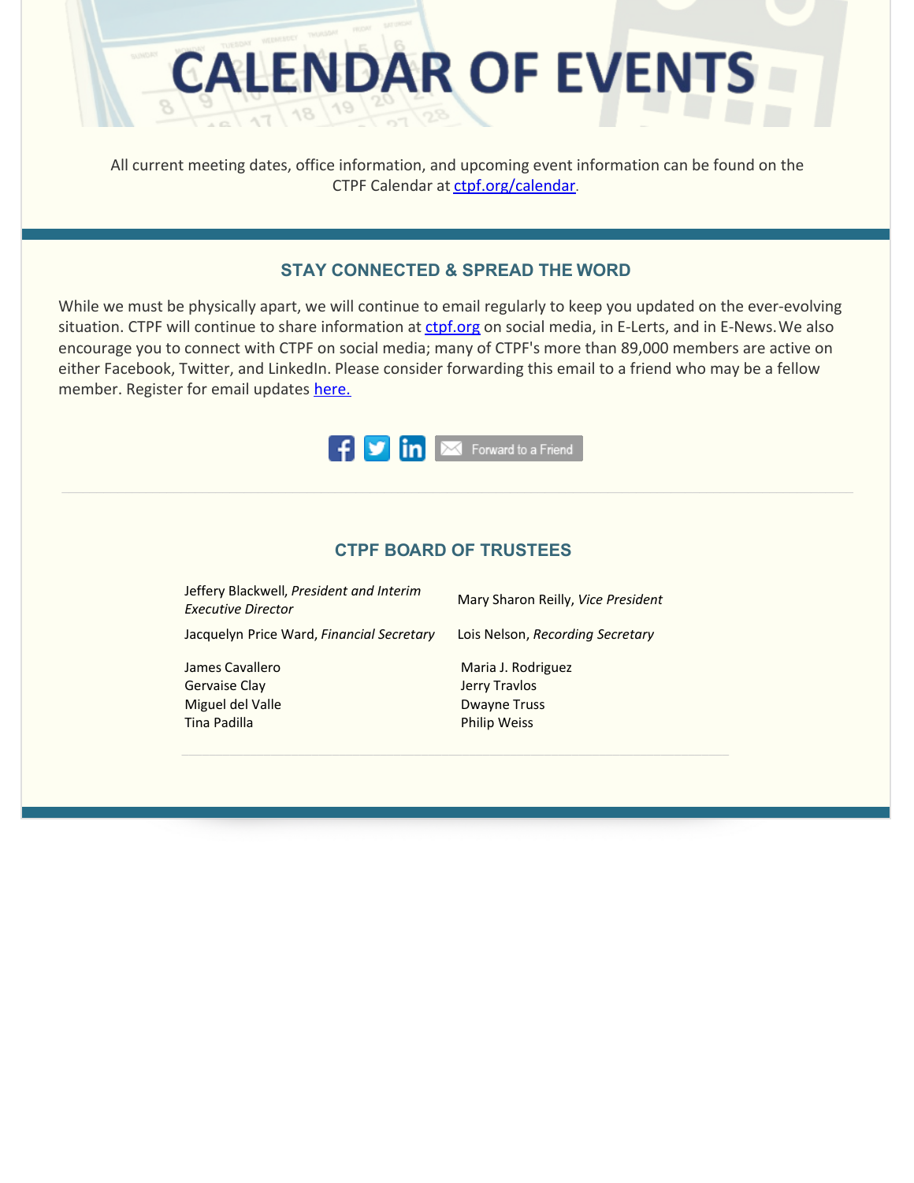# CALENDAR OF EVENTS

All current meeting dates, office information, and upcoming event information can be found on the CTPF Calendar at ctpf.org/calendar.

## STAY CONNECTED & SPREAD THE WORD

While we must be physically apart, we will continue to email regularly to keep you updated on the ever-evolving situation. CTPF will continue to share information at ctpf.org on social media, in E-Lerts, and in E-News. We also encourage you to connect with CTPF on social media; many of CTPF's more than 89,000 members are active on either Facebook, Twitter, and LinkedIn. Please consider forwarding this email to a friend who may be a fellow member. Register for email updates here.

Forward to a Friend

## CTPF BOARD OF TRUSTEES

| | |
|---|---|
| Jeffery Blackwell, *President and Interim Executive Director* | Mary Sharon Reilly, *Vice President* |
| Jacquelyn Price Ward, *Financial Secretary* | Lois Nelson, *Recording Secretary* |
| James Cavallero | Maria J. Rodriguez |
| Gervaise Clay | Jerry Travlos |
| Miguel del Valle | Dwayne Truss |
| Tina Padilla | Philip Weiss |